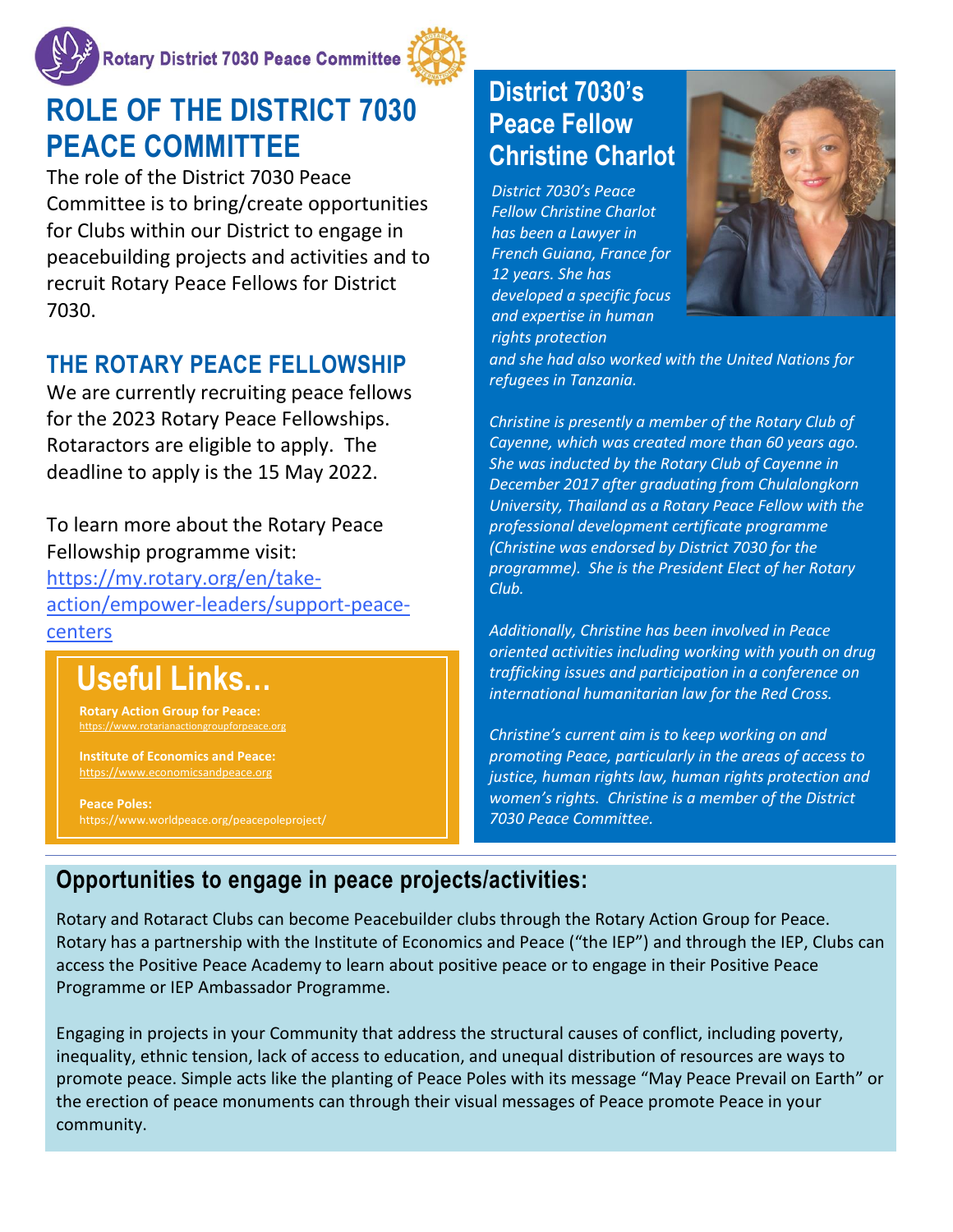Rotary District 7030 Peace Committee

# ROLE OF THE DISTRICT 7030 PEACE COMMITTEE

The role of the District 7030 Peace Committee is to bring/create opportunities for Clubs within our District to engage in peacebuilding projects and activities and to recruit Rotary Peace Fellows for District 7030.

## THE ROTARY PEACE FELLOWSHIP

We are currently recruiting peace fellows for the 2023 Rotary Peace Fellowships. Rotaractors are eligible to apply. The deadline to apply is the 15 May 2022.

To learn more about the Rotary Peace Fellowship programme visit: [https://my.rotary.org/en/take-action/empower-leaders/support-peace-centers](https://my.rotary.org/en/take-action/empower-leaders/support-peace-centers)

## Useful Links…

**Rotary Action Group for Peace:**
https://www.rotarianactiongroupforpeace.org

**Institute of Economics and Peace:**
https://www.economicsandpeace.org

**Peace Poles:**
https://www.worldpeace.org/peacepoleproject/

## District 7030's Peace Fellow Christine Charlot

*District 7030's Peace Fellow Christine Charlot has been a Lawyer in French Guiana, France for 12 years. She has developed a specific focus and expertise in human rights protection and she had also worked with the United Nations for refugees in Tanzania.*

*Christine is presently a member of the Rotary Club of Cayenne, which was created more than 60 years ago. She was inducted by the Rotary Club of Cayenne in December 2017 after graduating from Chulalongkorn University, Thailand as a Rotary Peace Fellow with the professional development certificate programme (Christine was endorsed by District 7030 for the programme). She is the President Elect of her Rotary Club.*

*Additionally, Christine has been involved in Peace oriented activities including working with youth on drug trafficking issues and participation in a conference on international humanitarian law for the Red Cross.*

*Christine's current aim is to keep working on and promoting Peace, particularly in the areas of access to justice, human rights law, human rights protection and women's rights. Christine is a member of the District 7030 Peace Committee.*

## Opportunities to engage in peace projects/activities:

Rotary and Rotaract Clubs can become Peacebuilder clubs through the Rotary Action Group for Peace. Rotary has a partnership with the Institute of Economics and Peace ("the IEP") and through the IEP, Clubs can access the Positive Peace Academy to learn about positive peace or to engage in their Positive Peace Programme or IEP Ambassador Programme.

Engaging in projects in your Community that address the structural causes of conflict, including poverty, inequality, ethnic tension, lack of access to education, and unequal distribution of resources are ways to promote peace. Simple acts like the planting of Peace Poles with its message "May Peace Prevail on Earth" or the erection of peace monuments can through their visual messages of Peace promote Peace in your community.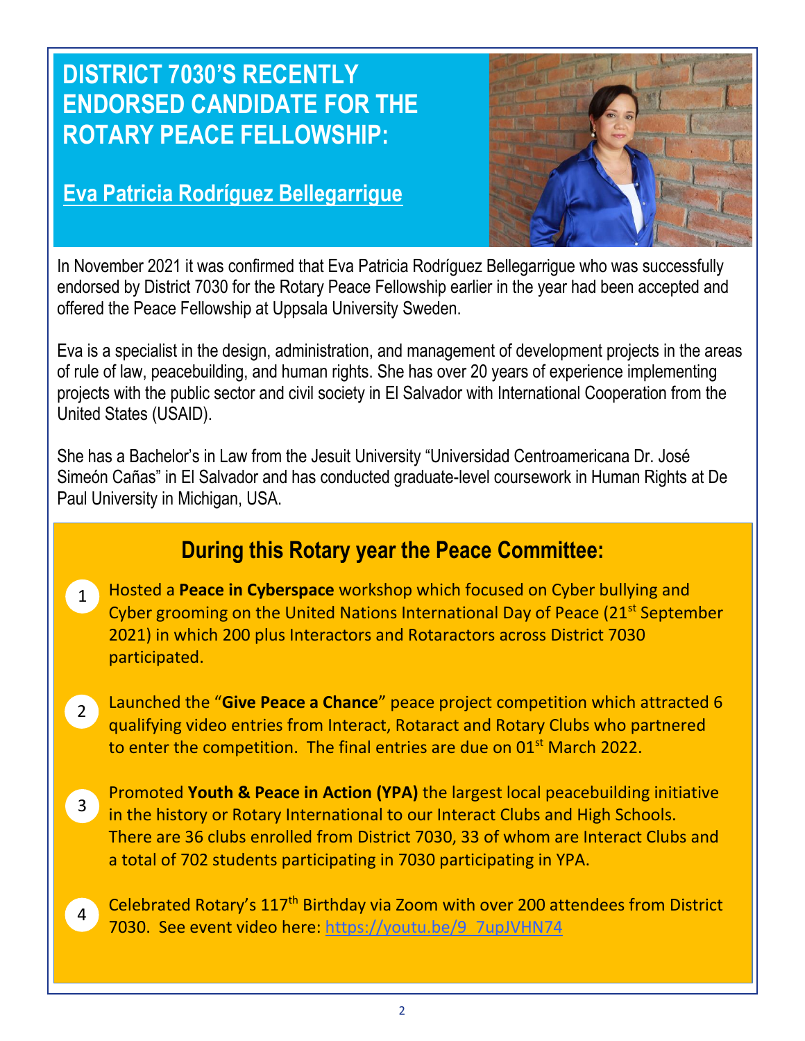# DISTRICT 7030'S RECENTLY ENDORSED CANDIDATE FOR THE ROTARY PEACE FELLOWSHIP:

## Eva Patricia Rodríguez Bellegarrigue

In November 2021 it was confirmed that Eva Patricia Rodríguez Bellegarrigue who was successfully endorsed by District 7030 for the Rotary Peace Fellowship earlier in the year had been accepted and offered the Peace Fellowship at Uppsala University Sweden.

Eva is a specialist in the design, administration, and management of development projects in the areas of rule of law, peacebuilding, and human rights. She has over 20 years of experience implementing projects with the public sector and civil society in El Salvador with International Cooperation from the United States (USAID).

She has a Bachelor's in Law from the Jesuit University "Universidad Centroamericana Dr. José Simeón Cañas" in El Salvador and has conducted graduate-level coursework in Human Rights at De Paul University in Michigan, USA.

## During this Rotary year the Peace Committee:

1. Hosted a **Peace in Cyberspace** workshop which focused on Cyber bullying and Cyber grooming on the United Nations International Day of Peace (21st September 2021) in which 200 plus Interactors and Rotaractors across District 7030 participated.

2. Launched the "**Give Peace a Chance**" peace project competition which attracted 6 qualifying video entries from Interact, Rotaract and Rotary Clubs who partnered to enter the competition. The final entries are due on 01st March 2022.

3. Promoted **Youth & Peace in Action (YPA)** the largest local peacebuilding initiative in the history or Rotary International to our Interact Clubs and High Schools. There are 36 clubs enrolled from District 7030, 33 of whom are Interact Clubs and a total of 702 students participating in 7030 participating in YPA.

4. Celebrated Rotary's 117th Birthday via Zoom with over 200 attendees from District 7030. See event video here: https://youtu.be/9_7upJVHN74